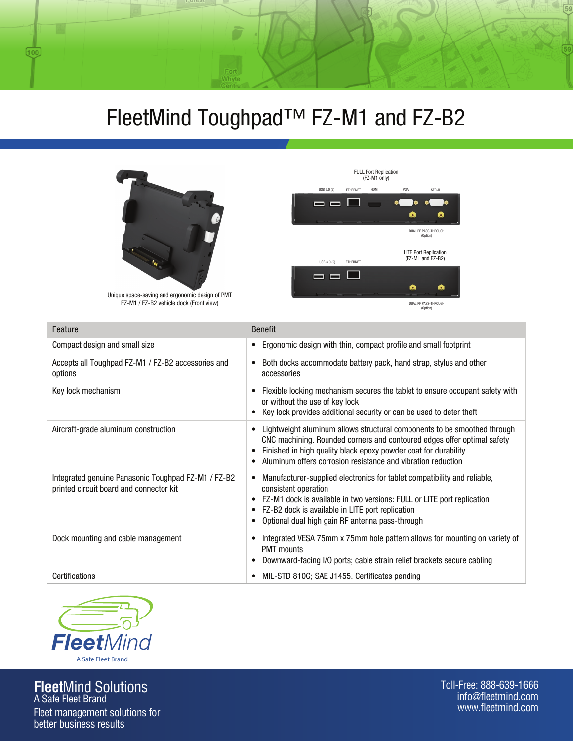# FleetMind Toughpad™ FZ-M1 and FZ-B2

Unique space-saving and ergonomic design of PMT FZ-M1 / FZ-B2 vehicle dock (Front view)

FULL Port Replication (FZ-M1 only)

USB 3.0 (2) ETHERNET HDMI VGA SERIAL

DUAL RF PASS-THROUGH (Option)

LITE Port Replication (FZ-M1 and FZ-B2)

USB 3.0 (2) ETHERNET

DUAL RF PASS-THROUGH (Option)

| Feature | Benefit |
|---|---|
| Compact design and small size | • Ergonomic design with thin, compact profile and small footprint |
| Accepts all Toughpad FZ-M1 / FZ-B2 accessories and options | • Both docks accommodate battery pack, hand strap, stylus and other accessories |
| Key lock mechanism | • Flexible locking mechanism secures the tablet to ensure occupant safety with or without the use of key lock<br>• Key lock provides additional security or can be used to deter theft |
| Aircraft-grade aluminum construction | • Lightweight aluminum allows structural components to be smoothed through CNC machining. Rounded corners and contoured edges offer optimal safety<br>• Finished in high quality black epoxy powder coat for durability<br>• Aluminum offers corrosion resistance and vibration reduction |
| Integrated genuine Panasonic Toughpad FZ-M1 / FZ-B2 printed circuit board and connector kit | • Manufacturer-supplied electronics for tablet compatibility and reliable, consistent operation<br>• FZ-M1 dock is available in two versions: FULL or LITE port replication<br>• FZ-B2 dock is available in LITE port replication<br>• Optional dual high gain RF antenna pass-through |
| Dock mounting and cable management | • Integrated VESA 75mm x 75mm hole pattern allows for mounting on variety of PMT mounts<br>• Downward-facing I/O ports; cable strain relief brackets secure cabling |
| Certifications | • MIL-STD 810G; SAE J1455. Certificates pending |

**Fleet**Mind

A Safe Fleet Brand

**Fleet**Mind Solutions
A Safe Fleet Brand
Fleet management solutions for better business results

Toll-Free: 888-639-1666
info@fleetmind.com
www.fleetmind.com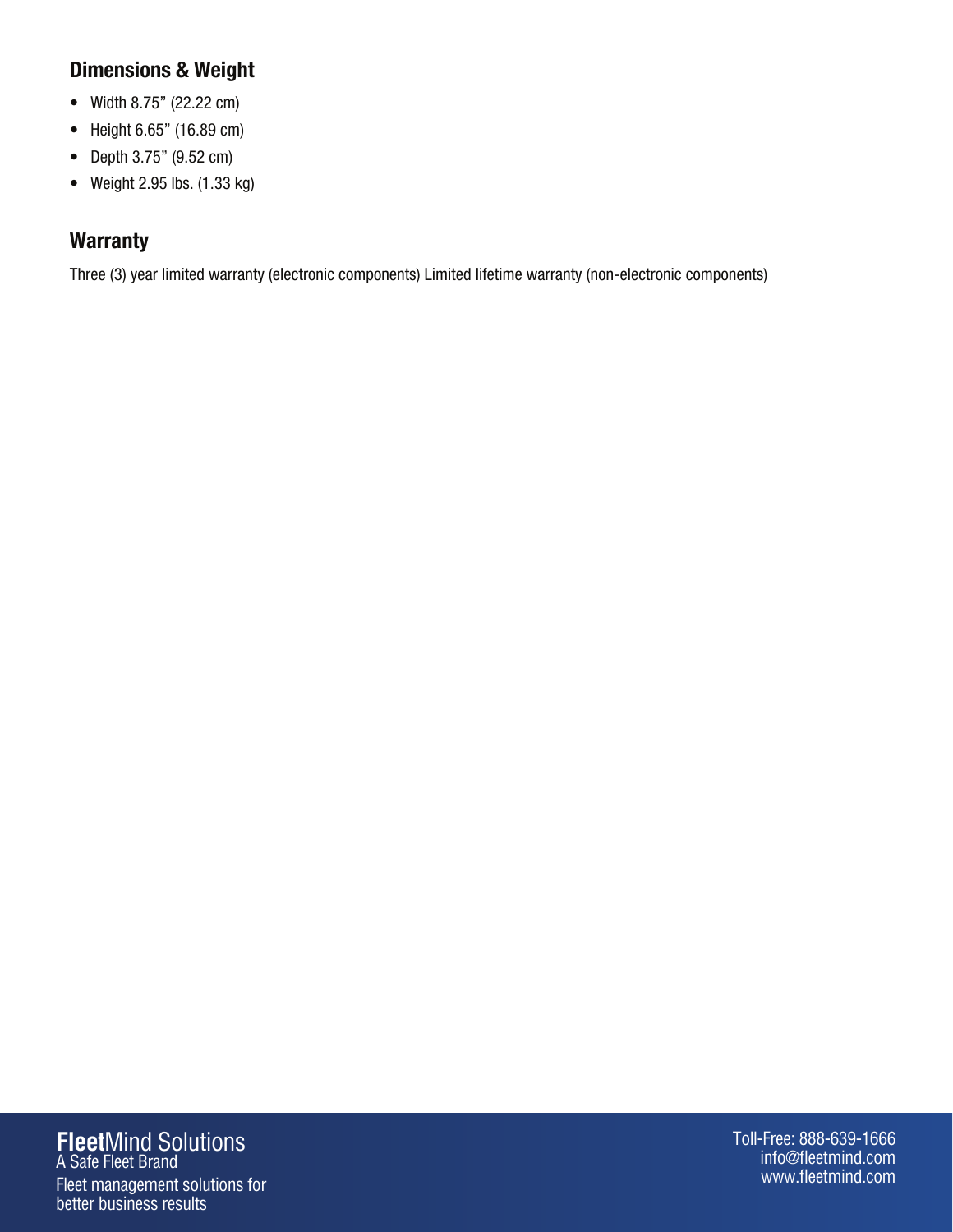## Dimensions & Weight

- Width 8.75" (22.22 cm)
- Height 6.65" (16.89 cm)
- Depth 3.75" (9.52 cm)
- Weight 2.95 lbs. (1.33 kg)

## Warranty

Three (3) year limited warranty (electronic components) Limited lifetime warranty (non-electronic components)

**Fleet**Mind Solutions
A Safe Fleet Brand
Fleet management solutions for better business results

Toll-Free: 888-639-1666
info@fleetmind.com
www.fleetmind.com